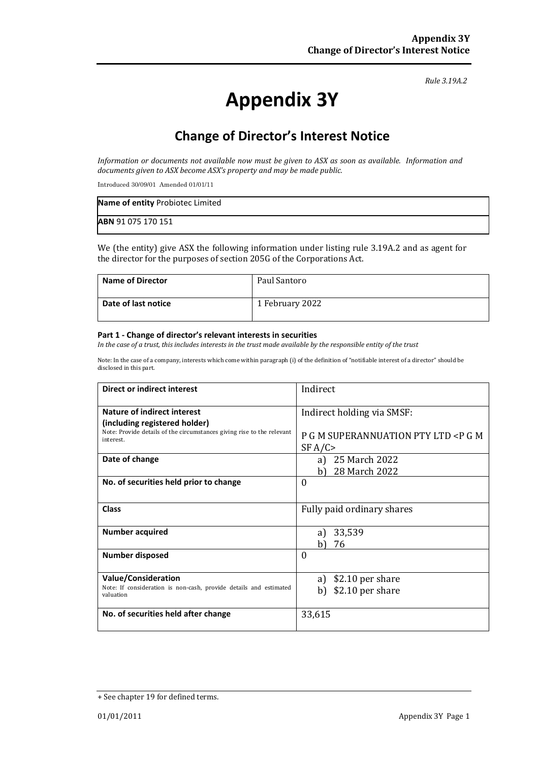*Rule 3.19A.2*

# Appendix 3Y

## Change of Director's Interest Notice

*Information or documents not available now must be given to ASX as soon as available. Information and documents given to ASX become ASX's property and may be made public.*

Introduced 30/09/01 Amended 01/01/11

| **Name of entity** Probiotec Limited |
|---|
| **ABN** 91 075 170 151 |

We (the entity) give ASX the following information under listing rule 3.19A.2 and as agent for the director for the purposes of section 205G of the Corporations Act.

| **Name of Director** | Paul Santoro |
|---|---|
| **Date of last notice** | 1 February 2022 |

#### Part 1 - Change of director's relevant interests in securities

*In the case of a trust, this includes interests in the trust made available by the responsible entity of the trust*

Note: In the case of a company, interests which come within paragraph (i) of the definition of "notifiable interest of a director" should be disclosed in this part.

| **Direct or indirect interest** | Indirect |
|---|---|
| **Nature of indirect interest (including registered holder)** Note: Provide details of the circumstances giving rise to the relevant interest. | Indirect holding via SMSF: P G M SUPERANNUATION PTY LTD <P G M SF A/C> |
| **Date of change** | a) 25 March 2022 b) 28 March 2022 |
| **No. of securities held prior to change** | 0 |
| **Class** | Fully paid ordinary shares |
| **Number acquired** | a) 33,539 b) 76 |
| **Number disposed** | 0 |
| **Value/Consideration** Note: If consideration is non-cash, provide details and estimated valuation | a) $2.10 per share b) $2.10 per share |
| **No. of securities held after change** | 33,615 |

+ See chapter 19 for defined terms.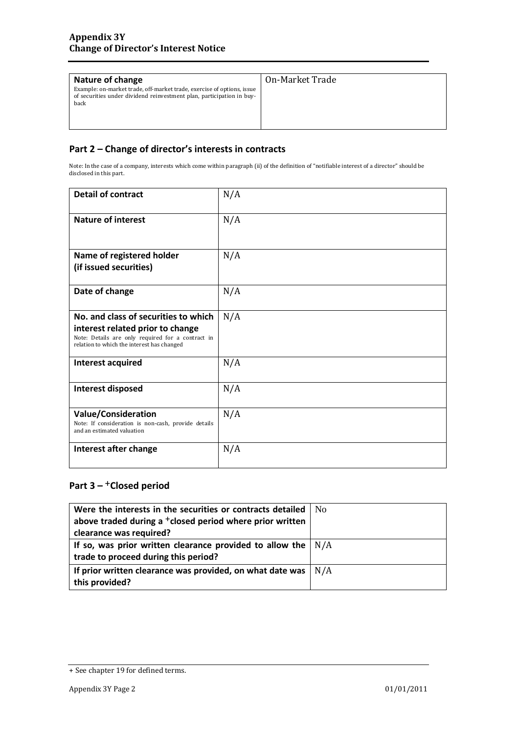| | |
|---|---|
| **Nature of change**<br>Example: on-market trade, off-market trade, exercise of options, issue of securities under dividend reinvestment plan, participation in buy-back | On-Market Trade |

## Part 2 – Change of director's interests in contracts

Note: In the case of a company, interests which come within paragraph (ii) of the definition of "notifiable interest of a director" should be disclosed in this part.

| | |
|---|---|
| **Detail of contract** | N/A |
| **Nature of interest** | N/A |
| **Name of registered holder (if issued securities)** | N/A |
| **Date of change** | N/A |
| **No. and class of securities to which interest related prior to change**<br>Note: Details are only required for a contract in relation to which the interest has changed | N/A |
| **Interest acquired** | N/A |
| **Interest disposed** | N/A |
| **Value/Consideration**<br>Note: If consideration is non-cash, provide details and an estimated valuation | N/A |
| **Interest after change** | N/A |

## Part 3 – +Closed period

| | |
|---|---|
| **Were the interests in the securities or contracts detailed above traded during a +closed period where prior written clearance was required?** | No |
| **If so, was prior written clearance provided to allow the trade to proceed during this period?** | N/A |
| **If prior written clearance was provided, on what date was this provided?** | N/A |

+ See chapter 19 for defined terms.